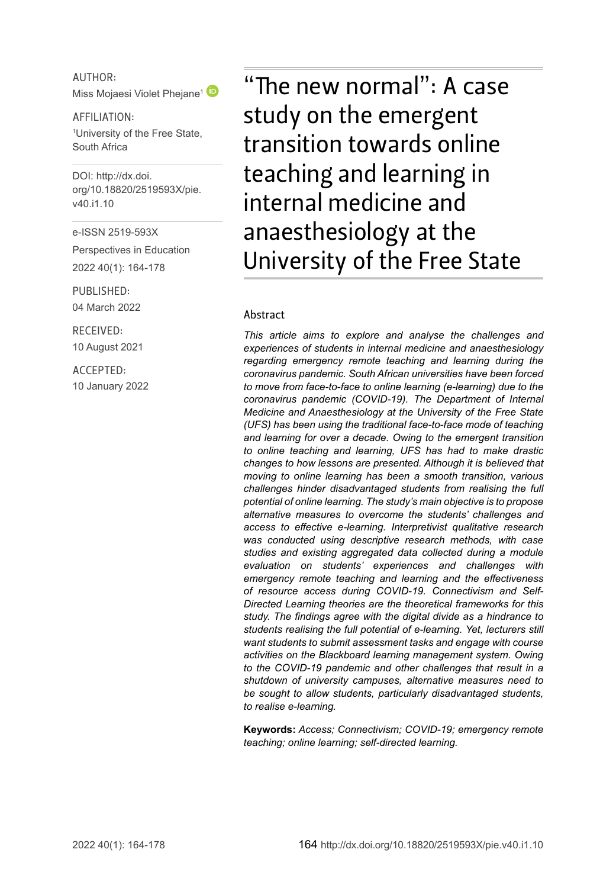AUTHOR:
Miss Mojaesi Violet Phejane[1]

AFFILIATION:
[1]University of the Free State, South Africa

DOI: http://dx.doi.org/10.18820/2519593X/pie.v40.i1.10

e-ISSN 2519-593X

Perspectives in Education

2022 40(1): 164-178

PUBLISHED:
04 March 2022

RECEIVED:
10 August 2021

ACCEPTED:
10 January 2022

# "The new normal": A case study on the emergent transition towards online teaching and learning in internal medicine and anaesthesiology at the University of the Free State

## Abstract

*This article aims to explore and analyse the challenges and experiences of students in internal medicine and anaesthesiology regarding emergency remote teaching and learning during the coronavirus pandemic. South African universities have been forced to move from face-to-face to online learning (e-learning) due to the coronavirus pandemic (COVID-19). The Department of Internal Medicine and Anaesthesiology at the University of the Free State (UFS) has been using the traditional face-to-face mode of teaching and learning for over a decade. Owing to the emergent transition to online teaching and learning, UFS has had to make drastic changes to how lessons are presented. Although it is believed that moving to online learning has been a smooth transition, various challenges hinder disadvantaged students from realising the full potential of online learning. The study's main objective is to propose alternative measures to overcome the students' challenges and access to effective e-learning. Interpretivist qualitative research was conducted using descriptive research methods, with case studies and existing aggregated data collected during a module evaluation on students' experiences and challenges with emergency remote teaching and learning and the effectiveness of resource access during COVID-19. Connectivism and Self-Directed Learning theories are the theoretical frameworks for this study. The findings agree with the digital divide as a hindrance to students realising the full potential of e-learning. Yet, lecturers still want students to submit assessment tasks and engage with course activities on the Blackboard learning management system. Owing to the COVID-19 pandemic and other challenges that result in a shutdown of university campuses, alternative measures need to be sought to allow students, particularly disadvantaged students, to realise e-learning.*

**Keywords:** *Access; Connectivism; COVID-19; emergency remote teaching; online learning; self-directed learning.*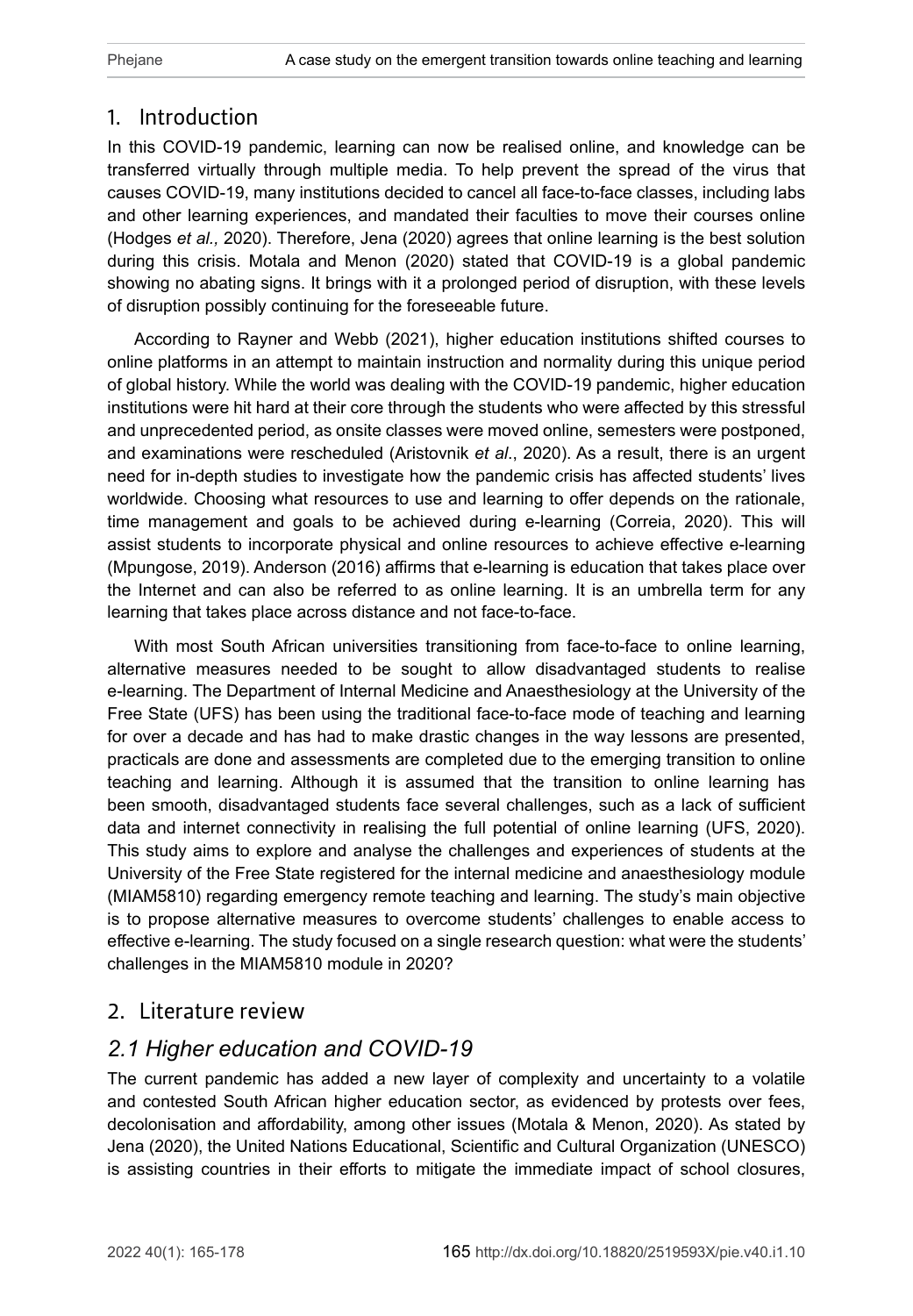## 1. Introduction

In this COVID-19 pandemic, learning can now be realised online, and knowledge can be transferred virtually through multiple media. To help prevent the spread of the virus that causes COVID-19, many institutions decided to cancel all face-to-face classes, including labs and other learning experiences, and mandated their faculties to move their courses online (Hodges *et al.,* 2020). Therefore, Jena (2020) agrees that online learning is the best solution during this crisis. Motala and Menon (2020) stated that COVID-19 is a global pandemic showing no abating signs. It brings with it a prolonged period of disruption, with these levels of disruption possibly continuing for the foreseeable future.

According to Rayner and Webb (2021), higher education institutions shifted courses to online platforms in an attempt to maintain instruction and normality during this unique period of global history. While the world was dealing with the COVID-19 pandemic, higher education institutions were hit hard at their core through the students who were affected by this stressful and unprecedented period, as onsite classes were moved online, semesters were postponed, and examinations were rescheduled (Aristovnik *et al*., 2020). As a result, there is an urgent need for in-depth studies to investigate how the pandemic crisis has affected students' lives worldwide. Choosing what resources to use and learning to offer depends on the rationale, time management and goals to be achieved during e-learning (Correia, 2020). This will assist students to incorporate physical and online resources to achieve effective e-learning (Mpungose, 2019). Anderson (2016) affirms that e-learning is education that takes place over the Internet and can also be referred to as online learning. It is an umbrella term for any learning that takes place across distance and not face-to-face.

With most South African universities transitioning from face-to-face to online learning, alternative measures needed to be sought to allow disadvantaged students to realise e-learning. The Department of Internal Medicine and Anaesthesiology at the University of the Free State (UFS) has been using the traditional face-to-face mode of teaching and learning for over a decade and has had to make drastic changes in the way lessons are presented, practicals are done and assessments are completed due to the emerging transition to online teaching and learning. Although it is assumed that the transition to online learning has been smooth, disadvantaged students face several challenges, such as a lack of sufficient data and internet connectivity in realising the full potential of online learning (UFS, 2020). This study aims to explore and analyse the challenges and experiences of students at the University of the Free State registered for the internal medicine and anaesthesiology module (MIAM5810) regarding emergency remote teaching and learning. The study's main objective is to propose alternative measures to overcome students' challenges to enable access to effective e-learning. The study focused on a single research question: what were the students' challenges in the MIAM5810 module in 2020?

## 2. Literature review

### *2.1 Higher education and COVID-19*

The current pandemic has added a new layer of complexity and uncertainty to a volatile and contested South African higher education sector, as evidenced by protests over fees, decolonisation and affordability, among other issues (Motala & Menon, 2020). As stated by Jena (2020), the United Nations Educational, Scientific and Cultural Organization (UNESCO) is assisting countries in their efforts to mitigate the immediate impact of school closures,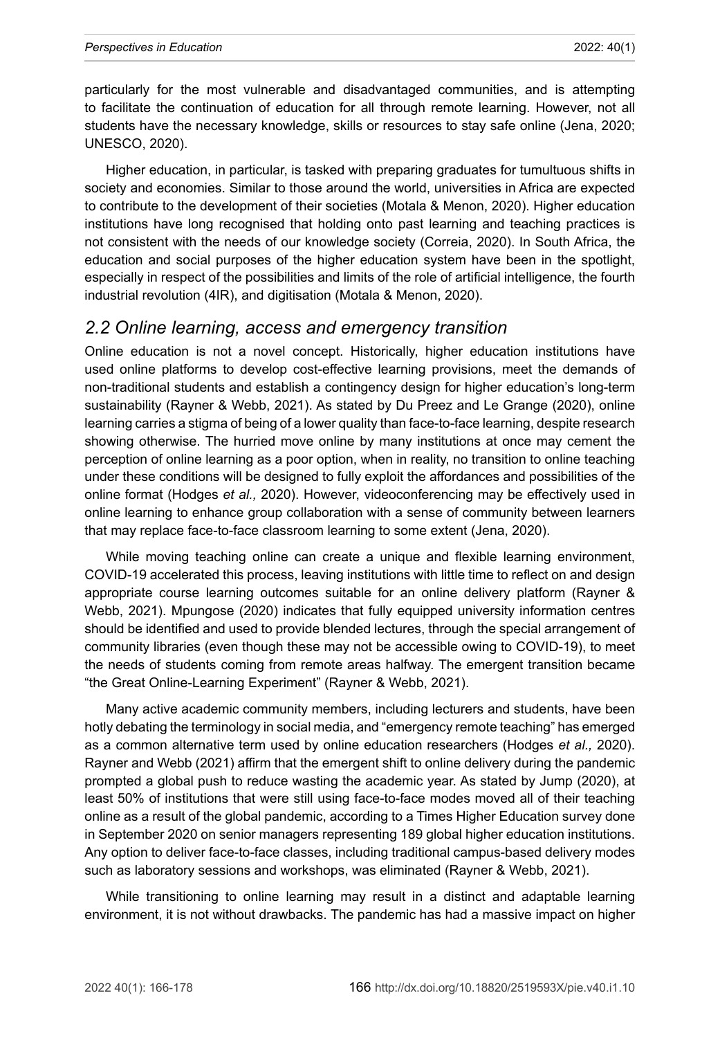particularly for the most vulnerable and disadvantaged communities, and is attempting to facilitate the continuation of education for all through remote learning. However, not all students have the necessary knowledge, skills or resources to stay safe online (Jena, 2020; UNESCO, 2020).

Higher education, in particular, is tasked with preparing graduates for tumultuous shifts in society and economies. Similar to those around the world, universities in Africa are expected to contribute to the development of their societies (Motala & Menon, 2020). Higher education institutions have long recognised that holding onto past learning and teaching practices is not consistent with the needs of our knowledge society (Correia, 2020). In South Africa, the education and social purposes of the higher education system have been in the spotlight, especially in respect of the possibilities and limits of the role of artificial intelligence, the fourth industrial revolution (4IR), and digitisation (Motala & Menon, 2020).

## *2.2 Online learning, access and emergency transition*

Online education is not a novel concept. Historically, higher education institutions have used online platforms to develop cost-effective learning provisions, meet the demands of non-traditional students and establish a contingency design for higher education's long-term sustainability (Rayner & Webb, 2021). As stated by Du Preez and Le Grange (2020), online learning carries a stigma of being of a lower quality than face-to-face learning, despite research showing otherwise. The hurried move online by many institutions at once may cement the perception of online learning as a poor option, when in reality, no transition to online teaching under these conditions will be designed to fully exploit the affordances and possibilities of the online format (Hodges *et al.,* 2020). However, videoconferencing may be effectively used in online learning to enhance group collaboration with a sense of community between learners that may replace face-to-face classroom learning to some extent (Jena, 2020).

While moving teaching online can create a unique and flexible learning environment, COVID-19 accelerated this process, leaving institutions with little time to reflect on and design appropriate course learning outcomes suitable for an online delivery platform (Rayner & Webb, 2021). Mpungose (2020) indicates that fully equipped university information centres should be identified and used to provide blended lectures, through the special arrangement of community libraries (even though these may not be accessible owing to COVID-19), to meet the needs of students coming from remote areas halfway. The emergent transition became "the Great Online-Learning Experiment" (Rayner & Webb, 2021).

Many active academic community members, including lecturers and students, have been hotly debating the terminology in social media, and "emergency remote teaching" has emerged as a common alternative term used by online education researchers (Hodges *et al.,* 2020). Rayner and Webb (2021) affirm that the emergent shift to online delivery during the pandemic prompted a global push to reduce wasting the academic year. As stated by Jump (2020), at least 50% of institutions that were still using face-to-face modes moved all of their teaching online as a result of the global pandemic, according to a Times Higher Education survey done in September 2020 on senior managers representing 189 global higher education institutions. Any option to deliver face-to-face classes, including traditional campus-based delivery modes such as laboratory sessions and workshops, was eliminated (Rayner & Webb, 2021).

While transitioning to online learning may result in a distinct and adaptable learning environment, it is not without drawbacks. The pandemic has had a massive impact on higher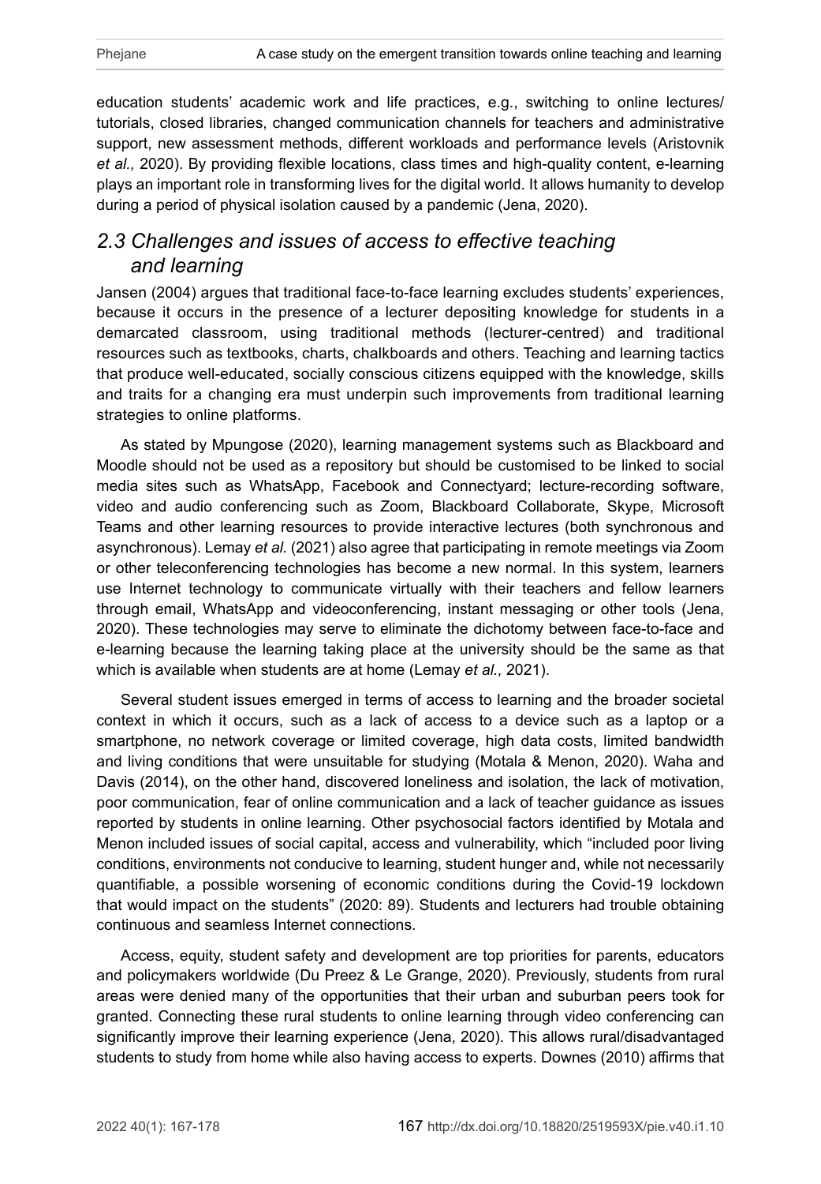education students' academic work and life practices, e.g., switching to online lectures/ tutorials, closed libraries, changed communication channels for teachers and administrative support, new assessment methods, different workloads and performance levels (Aristovnik *et al.,* 2020). By providing flexible locations, class times and high-quality content, e-learning plays an important role in transforming lives for the digital world. It allows humanity to develop during a period of physical isolation caused by a pandemic (Jena, 2020).

## *2.3 Challenges and issues of access to effective teaching and learning*

Jansen (2004) argues that traditional face-to-face learning excludes students' experiences, because it occurs in the presence of a lecturer depositing knowledge for students in a demarcated classroom, using traditional methods (lecturer-centred) and traditional resources such as textbooks, charts, chalkboards and others. Teaching and learning tactics that produce well-educated, socially conscious citizens equipped with the knowledge, skills and traits for a changing era must underpin such improvements from traditional learning strategies to online platforms.

As stated by Mpungose (2020), learning management systems such as Blackboard and Moodle should not be used as a repository but should be customised to be linked to social media sites such as WhatsApp, Facebook and Connectyard; lecture-recording software, video and audio conferencing such as Zoom, Blackboard Collaborate, Skype, Microsoft Teams and other learning resources to provide interactive lectures (both synchronous and asynchronous). Lemay *et al.* (2021) also agree that participating in remote meetings via Zoom or other teleconferencing technologies has become a new normal. In this system, learners use Internet technology to communicate virtually with their teachers and fellow learners through email, WhatsApp and videoconferencing, instant messaging or other tools (Jena, 2020). These technologies may serve to eliminate the dichotomy between face-to-face and e-learning because the learning taking place at the university should be the same as that which is available when students are at home (Lemay *et al.,* 2021).

Several student issues emerged in terms of access to learning and the broader societal context in which it occurs, such as a lack of access to a device such as a laptop or a smartphone, no network coverage or limited coverage, high data costs, limited bandwidth and living conditions that were unsuitable for studying (Motala & Menon, 2020). Waha and Davis (2014), on the other hand, discovered loneliness and isolation, the lack of motivation, poor communication, fear of online communication and a lack of teacher guidance as issues reported by students in online learning. Other psychosocial factors identified by Motala and Menon included issues of social capital, access and vulnerability, which "included poor living conditions, environments not conducive to learning, student hunger and, while not necessarily quantifiable, a possible worsening of economic conditions during the Covid-19 lockdown that would impact on the students" (2020: 89). Students and lecturers had trouble obtaining continuous and seamless Internet connections.

Access, equity, student safety and development are top priorities for parents, educators and policymakers worldwide (Du Preez & Le Grange, 2020). Previously, students from rural areas were denied many of the opportunities that their urban and suburban peers took for granted. Connecting these rural students to online learning through video conferencing can significantly improve their learning experience (Jena, 2020). This allows rural/disadvantaged students to study from home while also having access to experts. Downes (2010) affirms that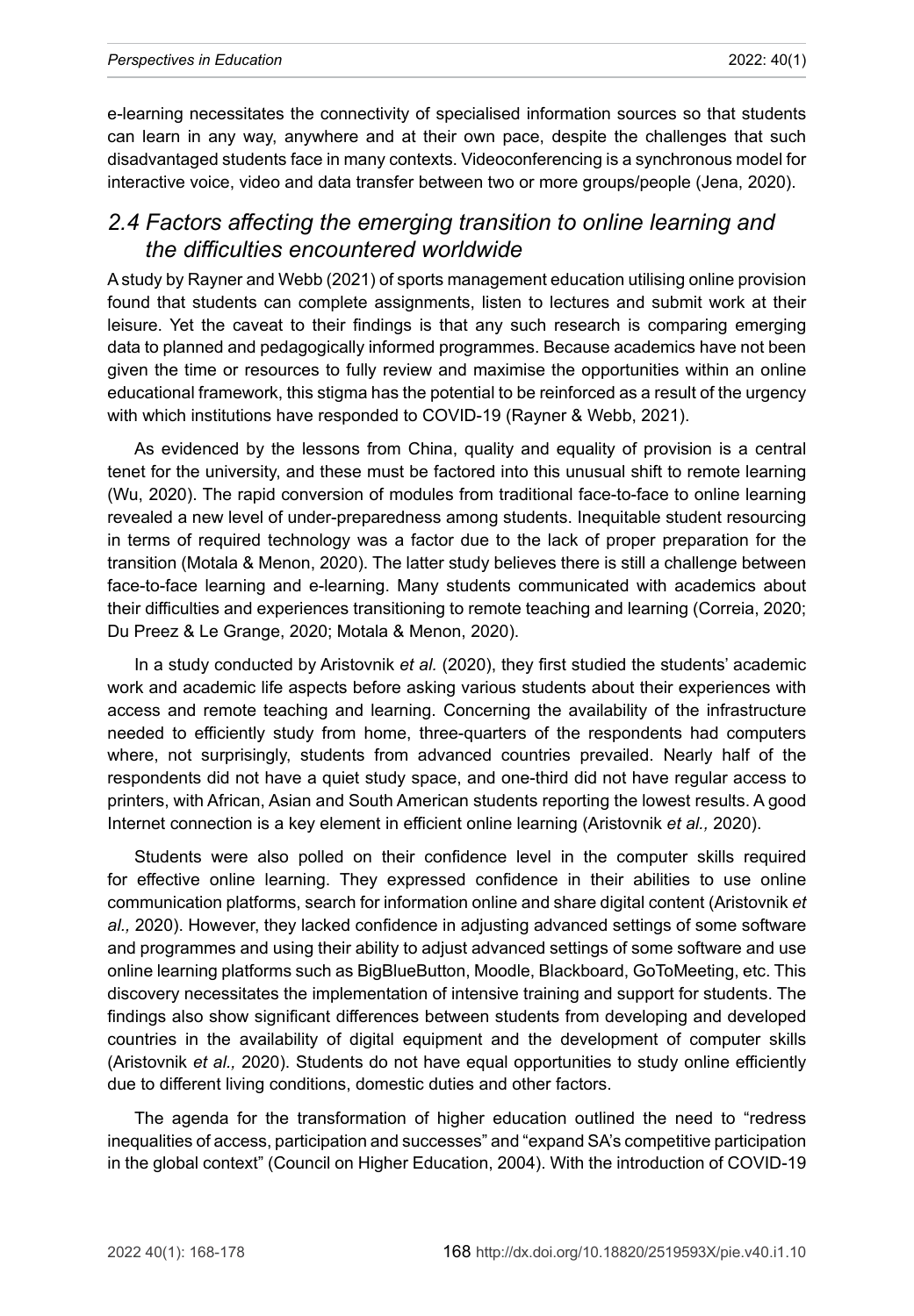e-learning necessitates the connectivity of specialised information sources so that students can learn in any way, anywhere and at their own pace, despite the challenges that such disadvantaged students face in many contexts. Videoconferencing is a synchronous model for interactive voice, video and data transfer between two or more groups/people (Jena, 2020).

## *2.4 Factors affecting the emerging transition to online learning and the difficulties encountered worldwide*

A study by Rayner and Webb (2021) of sports management education utilising online provision found that students can complete assignments, listen to lectures and submit work at their leisure. Yet the caveat to their findings is that any such research is comparing emerging data to planned and pedagogically informed programmes. Because academics have not been given the time or resources to fully review and maximise the opportunities within an online educational framework, this stigma has the potential to be reinforced as a result of the urgency with which institutions have responded to COVID-19 (Rayner & Webb, 2021).

As evidenced by the lessons from China, quality and equality of provision is a central tenet for the university, and these must be factored into this unusual shift to remote learning (Wu, 2020). The rapid conversion of modules from traditional face-to-face to online learning revealed a new level of under-preparedness among students. Inequitable student resourcing in terms of required technology was a factor due to the lack of proper preparation for the transition (Motala & Menon, 2020). The latter study believes there is still a challenge between face-to-face learning and e-learning. Many students communicated with academics about their difficulties and experiences transitioning to remote teaching and learning (Correia, 2020; Du Preez & Le Grange, 2020; Motala & Menon, 2020).

In a study conducted by Aristovnik *et al.* (2020), they first studied the students' academic work and academic life aspects before asking various students about their experiences with access and remote teaching and learning. Concerning the availability of the infrastructure needed to efficiently study from home, three-quarters of the respondents had computers where, not surprisingly, students from advanced countries prevailed. Nearly half of the respondents did not have a quiet study space, and one-third did not have regular access to printers, with African, Asian and South American students reporting the lowest results. A good Internet connection is a key element in efficient online learning (Aristovnik *et al.,* 2020).

Students were also polled on their confidence level in the computer skills required for effective online learning. They expressed confidence in their abilities to use online communication platforms, search for information online and share digital content (Aristovnik *et al.,* 2020). However, they lacked confidence in adjusting advanced settings of some software and programmes and using their ability to adjust advanced settings of some software and use online learning platforms such as BigBlueButton, Moodle, Blackboard, GoToMeeting, etc. This discovery necessitates the implementation of intensive training and support for students. The findings also show significant differences between students from developing and developed countries in the availability of digital equipment and the development of computer skills (Aristovnik *et al.,* 2020). Students do not have equal opportunities to study online efficiently due to different living conditions, domestic duties and other factors.

The agenda for the transformation of higher education outlined the need to "redress inequalities of access, participation and successes" and "expand SA's competitive participation in the global context" (Council on Higher Education, 2004). With the introduction of COVID-19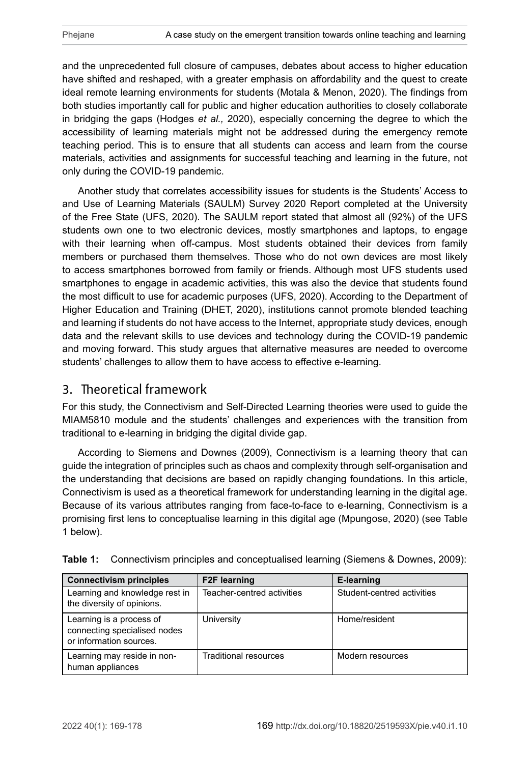and the unprecedented full closure of campuses, debates about access to higher education have shifted and reshaped, with a greater emphasis on affordability and the quest to create ideal remote learning environments for students (Motala & Menon, 2020). The findings from both studies importantly call for public and higher education authorities to closely collaborate in bridging the gaps (Hodges *et al.,* 2020), especially concerning the degree to which the accessibility of learning materials might not be addressed during the emergency remote teaching period. This is to ensure that all students can access and learn from the course materials, activities and assignments for successful teaching and learning in the future, not only during the COVID-19 pandemic.

Another study that correlates accessibility issues for students is the Students' Access to and Use of Learning Materials (SAULM) Survey 2020 Report completed at the University of the Free State (UFS, 2020). The SAULM report stated that almost all (92%) of the UFS students own one to two electronic devices, mostly smartphones and laptops, to engage with their learning when off-campus. Most students obtained their devices from family members or purchased them themselves. Those who do not own devices are most likely to access smartphones borrowed from family or friends. Although most UFS students used smartphones to engage in academic activities, this was also the device that students found the most difficult to use for academic purposes (UFS, 2020). According to the Department of Higher Education and Training (DHET, 2020), institutions cannot promote blended teaching and learning if students do not have access to the Internet, appropriate study devices, enough data and the relevant skills to use devices and technology during the COVID-19 pandemic and moving forward. This study argues that alternative measures are needed to overcome students' challenges to allow them to have access to effective e-learning.

## 3. Theoretical framework

For this study, the Connectivism and Self-Directed Learning theories were used to guide the MIAM5810 module and the students' challenges and experiences with the transition from traditional to e-learning in bridging the digital divide gap.

According to Siemens and Downes (2009), Connectivism is a learning theory that can guide the integration of principles such as chaos and complexity through self-organisation and the understanding that decisions are based on rapidly changing foundations. In this article, Connectivism is used as a theoretical framework for understanding learning in the digital age. Because of its various attributes ranging from face-to-face to e-learning, Connectivism is a promising first lens to conceptualise learning in this digital age (Mpungose, 2020) (see Table 1 below).

**Table 1:** Connectivism principles and conceptualised learning (Siemens & Downes, 2009):

| Connectivism principles | F2F learning | E-learning |
|---|---|---|
| Learning and knowledge rest in the diversity of opinions. | Teacher-centred activities | Student-centred activities |
| Learning is a process of connecting specialised nodes or information sources. | University | Home/resident |
| Learning may reside in non-human appliances | Traditional resources | Modern resources |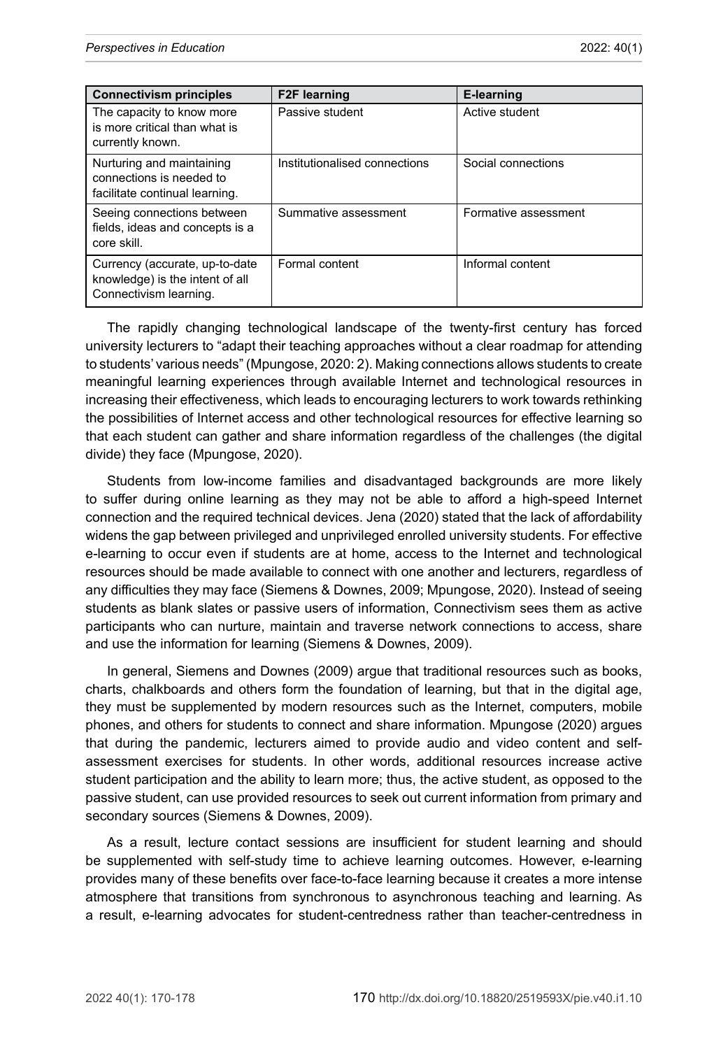| Connectivism principles | F2F learning | E-learning |
|---|---|---|
| The capacity to know more is more critical than what is currently known. | Passive student | Active student |
| Nurturing and maintaining connections is needed to facilitate continual learning. | Institutionalised connections | Social connections |
| Seeing connections between fields, ideas and concepts is a core skill. | Summative assessment | Formative assessment |
| Currency (accurate, up-to-date knowledge) is the intent of all Connectivism learning. | Formal content | Informal content |

The rapidly changing technological landscape of the twenty-first century has forced university lecturers to "adapt their teaching approaches without a clear roadmap for attending to students' various needs" (Mpungose, 2020: 2). Making connections allows students to create meaningful learning experiences through available Internet and technological resources in increasing their effectiveness, which leads to encouraging lecturers to work towards rethinking the possibilities of Internet access and other technological resources for effective learning so that each student can gather and share information regardless of the challenges (the digital divide) they face (Mpungose, 2020).

Students from low-income families and disadvantaged backgrounds are more likely to suffer during online learning as they may not be able to afford a high-speed Internet connection and the required technical devices. Jena (2020) stated that the lack of affordability widens the gap between privileged and unprivileged enrolled university students. For effective e-learning to occur even if students are at home, access to the Internet and technological resources should be made available to connect with one another and lecturers, regardless of any difficulties they may face (Siemens & Downes, 2009; Mpungose, 2020). Instead of seeing students as blank slates or passive users of information, Connectivism sees them as active participants who can nurture, maintain and traverse network connections to access, share and use the information for learning (Siemens & Downes, 2009).

In general, Siemens and Downes (2009) argue that traditional resources such as books, charts, chalkboards and others form the foundation of learning, but that in the digital age, they must be supplemented by modern resources such as the Internet, computers, mobile phones, and others for students to connect and share information. Mpungose (2020) argues that during the pandemic, lecturers aimed to provide audio and video content and self-assessment exercises for students. In other words, additional resources increase active student participation and the ability to learn more; thus, the active student, as opposed to the passive student, can use provided resources to seek out current information from primary and secondary sources (Siemens & Downes, 2009).

As a result, lecture contact sessions are insufficient for student learning and should be supplemented with self-study time to achieve learning outcomes. However, e-learning provides many of these benefits over face-to-face learning because it creates a more intense atmosphere that transitions from synchronous to asynchronous teaching and learning. As a result, e-learning advocates for student-centredness rather than teacher-centredness in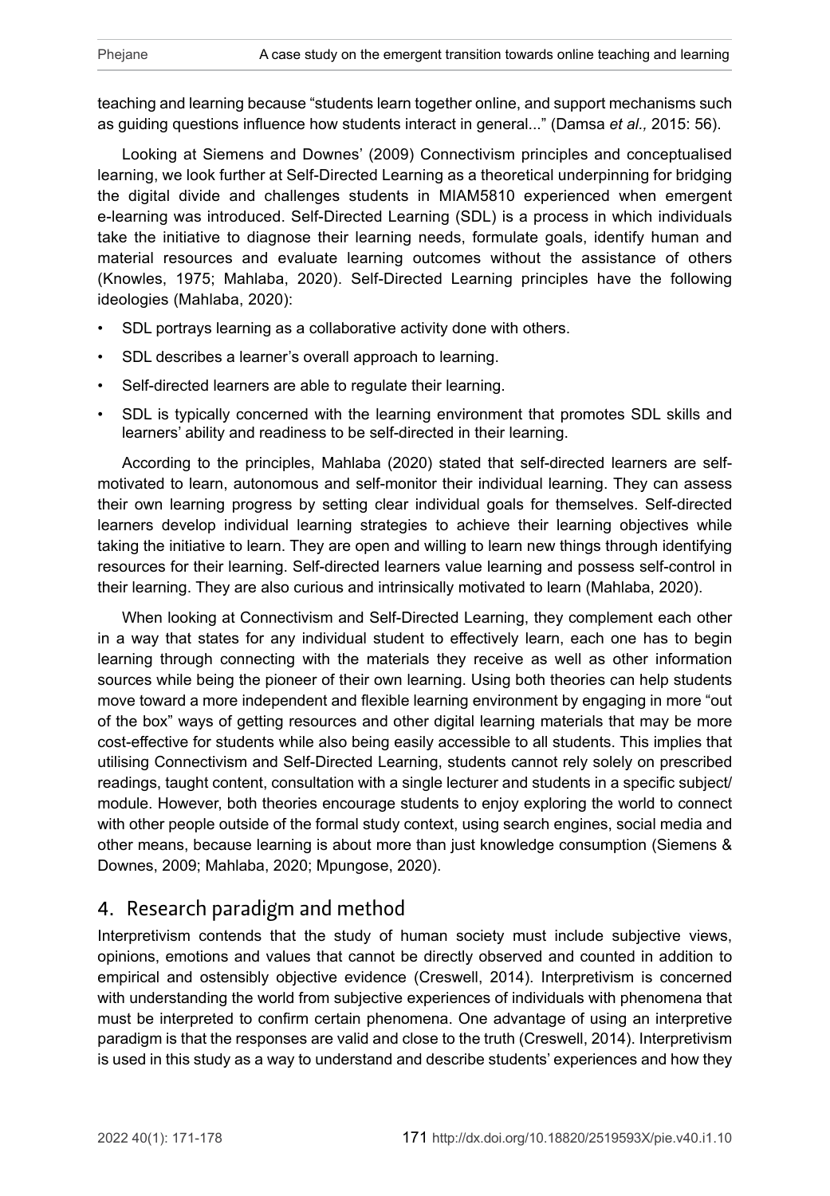teaching and learning because "students learn together online, and support mechanisms such as guiding questions influence how students interact in general..." (Damsa *et al.,* 2015: 56).

Looking at Siemens and Downes' (2009) Connectivism principles and conceptualised learning, we look further at Self-Directed Learning as a theoretical underpinning for bridging the digital divide and challenges students in MIAM5810 experienced when emergent e-learning was introduced. Self-Directed Learning (SDL) is a process in which individuals take the initiative to diagnose their learning needs, formulate goals, identify human and material resources and evaluate learning outcomes without the assistance of others (Knowles, 1975; Mahlaba, 2020). Self-Directed Learning principles have the following ideologies (Mahlaba, 2020):

- SDL portrays learning as a collaborative activity done with others.
- SDL describes a learner's overall approach to learning.
- Self-directed learners are able to regulate their learning.
- SDL is typically concerned with the learning environment that promotes SDL skills and learners' ability and readiness to be self-directed in their learning.

According to the principles, Mahlaba (2020) stated that self-directed learners are self-motivated to learn, autonomous and self-monitor their individual learning. They can assess their own learning progress by setting clear individual goals for themselves. Self-directed learners develop individual learning strategies to achieve their learning objectives while taking the initiative to learn. They are open and willing to learn new things through identifying resources for their learning. Self-directed learners value learning and possess self-control in their learning. They are also curious and intrinsically motivated to learn (Mahlaba, 2020).

When looking at Connectivism and Self-Directed Learning, they complement each other in a way that states for any individual student to effectively learn, each one has to begin learning through connecting with the materials they receive as well as other information sources while being the pioneer of their own learning. Using both theories can help students move toward a more independent and flexible learning environment by engaging in more "out of the box" ways of getting resources and other digital learning materials that may be more cost-effective for students while also being easily accessible to all students. This implies that utilising Connectivism and Self-Directed Learning, students cannot rely solely on prescribed readings, taught content, consultation with a single lecturer and students in a specific subject/module. However, both theories encourage students to enjoy exploring the world to connect with other people outside of the formal study context, using search engines, social media and other means, because learning is about more than just knowledge consumption (Siemens & Downes, 2009; Mahlaba, 2020; Mpungose, 2020).

## 4. Research paradigm and method

Interpretivism contends that the study of human society must include subjective views, opinions, emotions and values that cannot be directly observed and counted in addition to empirical and ostensibly objective evidence (Creswell, 2014). Interpretivism is concerned with understanding the world from subjective experiences of individuals with phenomena that must be interpreted to confirm certain phenomena. One advantage of using an interpretive paradigm is that the responses are valid and close to the truth (Creswell, 2014). Interpretivism is used in this study as a way to understand and describe students' experiences and how they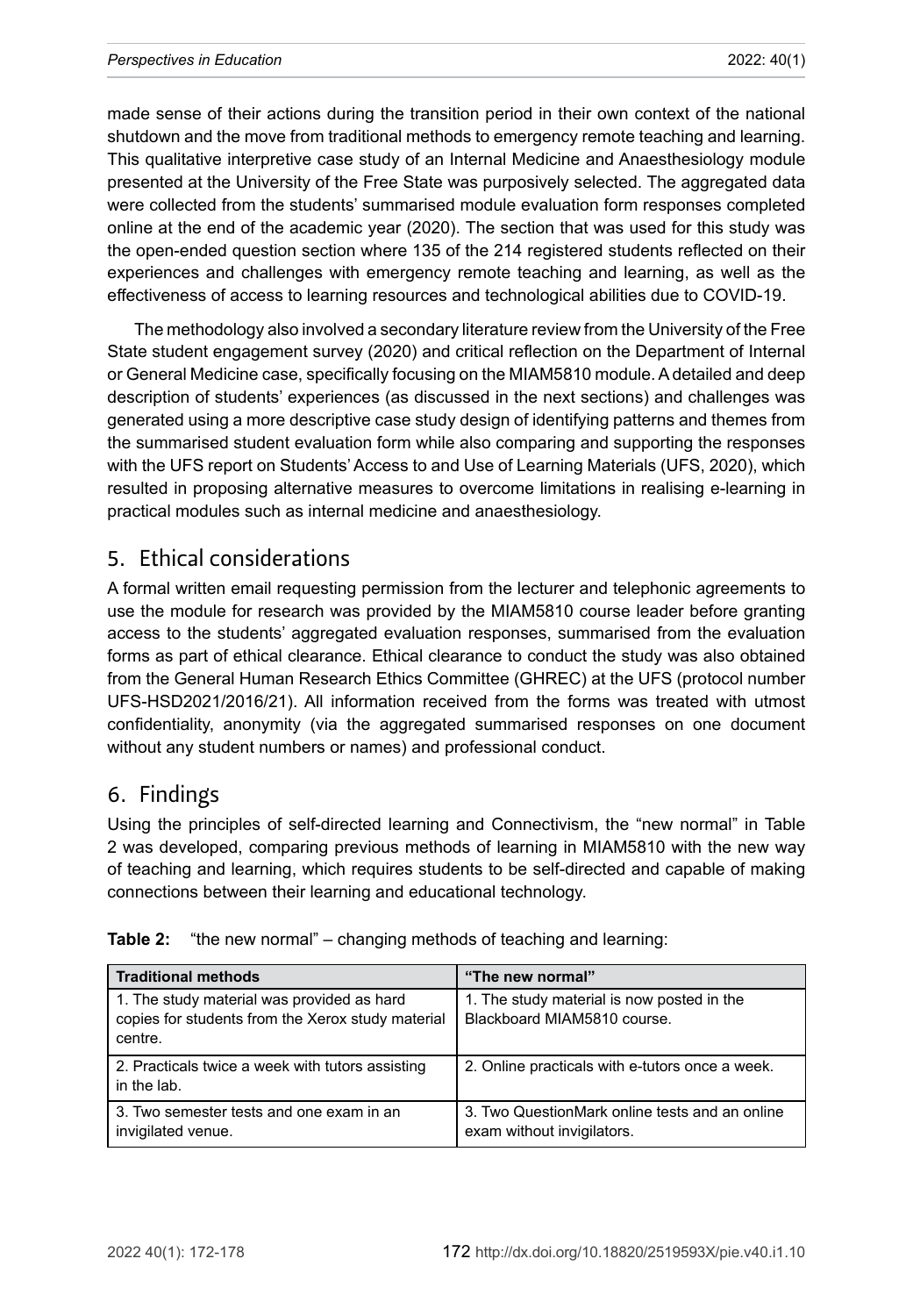made sense of their actions during the transition period in their own context of the national shutdown and the move from traditional methods to emergency remote teaching and learning. This qualitative interpretive case study of an Internal Medicine and Anaesthesiology module presented at the University of the Free State was purposively selected. The aggregated data were collected from the students' summarised module evaluation form responses completed online at the end of the academic year (2020). The section that was used for this study was the open-ended question section where 135 of the 214 registered students reflected on their experiences and challenges with emergency remote teaching and learning, as well as the effectiveness of access to learning resources and technological abilities due to COVID-19.

The methodology also involved a secondary literature review from the University of the Free State student engagement survey (2020) and critical reflection on the Department of Internal or General Medicine case, specifically focusing on the MIAM5810 module. A detailed and deep description of students' experiences (as discussed in the next sections) and challenges was generated using a more descriptive case study design of identifying patterns and themes from the summarised student evaluation form while also comparing and supporting the responses with the UFS report on Students' Access to and Use of Learning Materials (UFS, 2020), which resulted in proposing alternative measures to overcome limitations in realising e-learning in practical modules such as internal medicine and anaesthesiology.

## 5. Ethical considerations

A formal written email requesting permission from the lecturer and telephonic agreements to use the module for research was provided by the MIAM5810 course leader before granting access to the students' aggregated evaluation responses, summarised from the evaluation forms as part of ethical clearance. Ethical clearance to conduct the study was also obtained from the General Human Research Ethics Committee (GHREC) at the UFS (protocol number UFS-HSD2021/2016/21). All information received from the forms was treated with utmost confidentiality, anonymity (via the aggregated summarised responses on one document without any student numbers or names) and professional conduct.

## 6. Findings

Using the principles of self-directed learning and Connectivism, the "new normal" in Table 2 was developed, comparing previous methods of learning in MIAM5810 with the new way of teaching and learning, which requires students to be self-directed and capable of making connections between their learning and educational technology.

**Table 2:** "the new normal" – changing methods of teaching and learning:

| Traditional methods | "The new normal" |
|---|---|
| 1. The study material was provided as hard copies for students from the Xerox study material centre. | 1. The study material is now posted in the Blackboard MIAM5810 course. |
| 2. Practicals twice a week with tutors assisting in the lab. | 2. Online practicals with e-tutors once a week. |
| 3. Two semester tests and one exam in an invigilated venue. | 3. Two QuestionMark online tests and an online exam without invigilators. |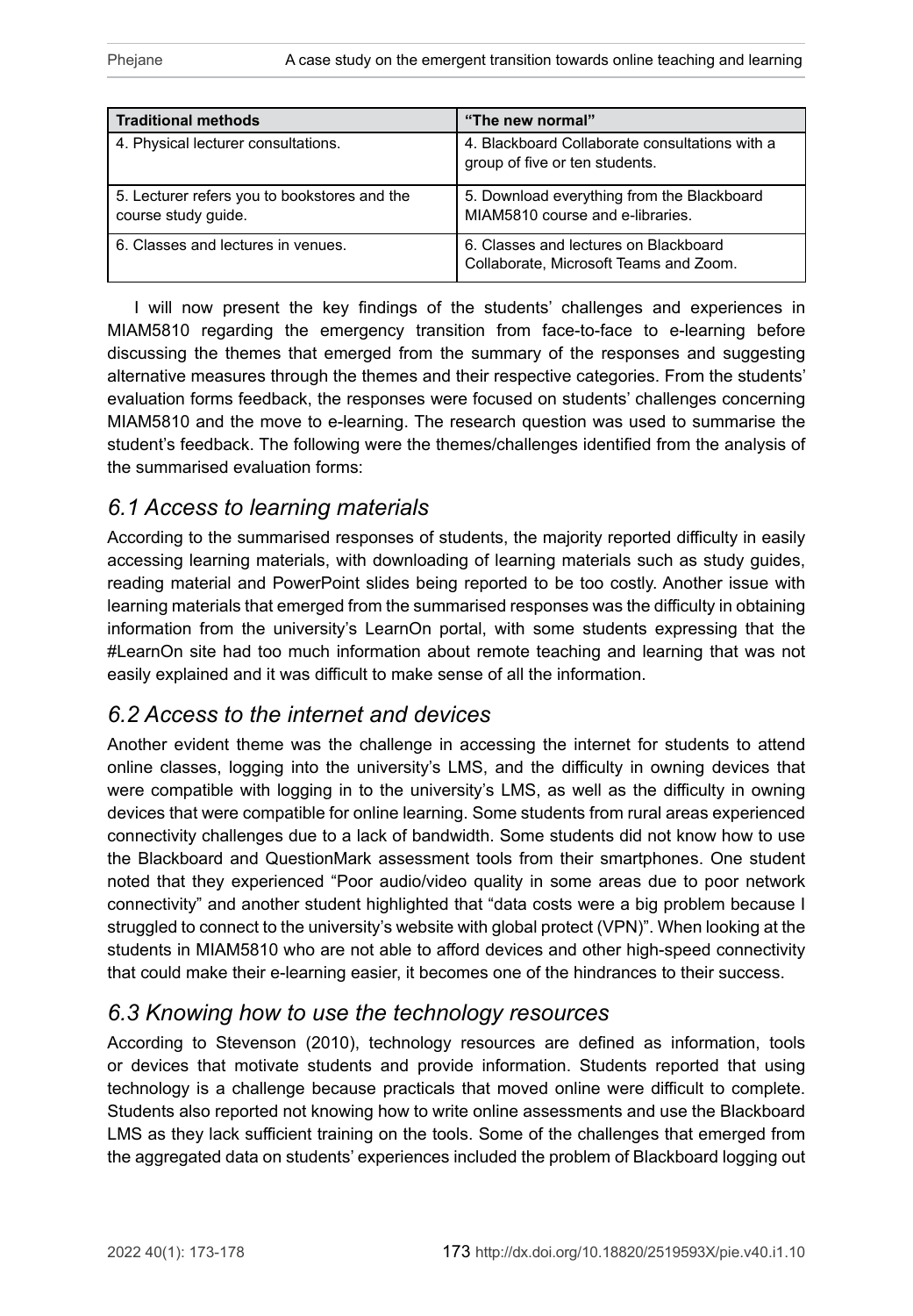| Traditional methods | "The new normal" |
| --- | --- |
| 4. Physical lecturer consultations. | 4. Blackboard Collaborate consultations with a group of five or ten students. |
| 5. Lecturer refers you to bookstores and the course study guide. | 5. Download everything from the Blackboard MIAM5810 course and e-libraries. |
| 6. Classes and lectures in venues. | 6. Classes and lectures on Blackboard Collaborate, Microsoft Teams and Zoom. |

I will now present the key findings of the students' challenges and experiences in MIAM5810 regarding the emergency transition from face-to-face to e-learning before discussing the themes that emerged from the summary of the responses and suggesting alternative measures through the themes and their respective categories. From the students' evaluation forms feedback, the responses were focused on students' challenges concerning MIAM5810 and the move to e-learning. The research question was used to summarise the student's feedback. The following were the themes/challenges identified from the analysis of the summarised evaluation forms:

## *6.1 Access to learning materials*

According to the summarised responses of students, the majority reported difficulty in easily accessing learning materials, with downloading of learning materials such as study guides, reading material and PowerPoint slides being reported to be too costly. Another issue with learning materials that emerged from the summarised responses was the difficulty in obtaining information from the university's LearnOn portal, with some students expressing that the #LearnOn site had too much information about remote teaching and learning that was not easily explained and it was difficult to make sense of all the information.

## *6.2 Access to the internet and devices*

Another evident theme was the challenge in accessing the internet for students to attend online classes, logging into the university's LMS, and the difficulty in owning devices that were compatible with logging in to the university's LMS, as well as the difficulty in owning devices that were compatible for online learning. Some students from rural areas experienced connectivity challenges due to a lack of bandwidth. Some students did not know how to use the Blackboard and QuestionMark assessment tools from their smartphones. One student noted that they experienced "Poor audio/video quality in some areas due to poor network connectivity" and another student highlighted that "data costs were a big problem because I struggled to connect to the university's website with global protect (VPN)". When looking at the students in MIAM5810 who are not able to afford devices and other high-speed connectivity that could make their e-learning easier, it becomes one of the hindrances to their success.

## *6.3 Knowing how to use the technology resources*

According to Stevenson (2010), technology resources are defined as information, tools or devices that motivate students and provide information. Students reported that using technology is a challenge because practicals that moved online were difficult to complete. Students also reported not knowing how to write online assessments and use the Blackboard LMS as they lack sufficient training on the tools. Some of the challenges that emerged from the aggregated data on students' experiences included the problem of Blackboard logging out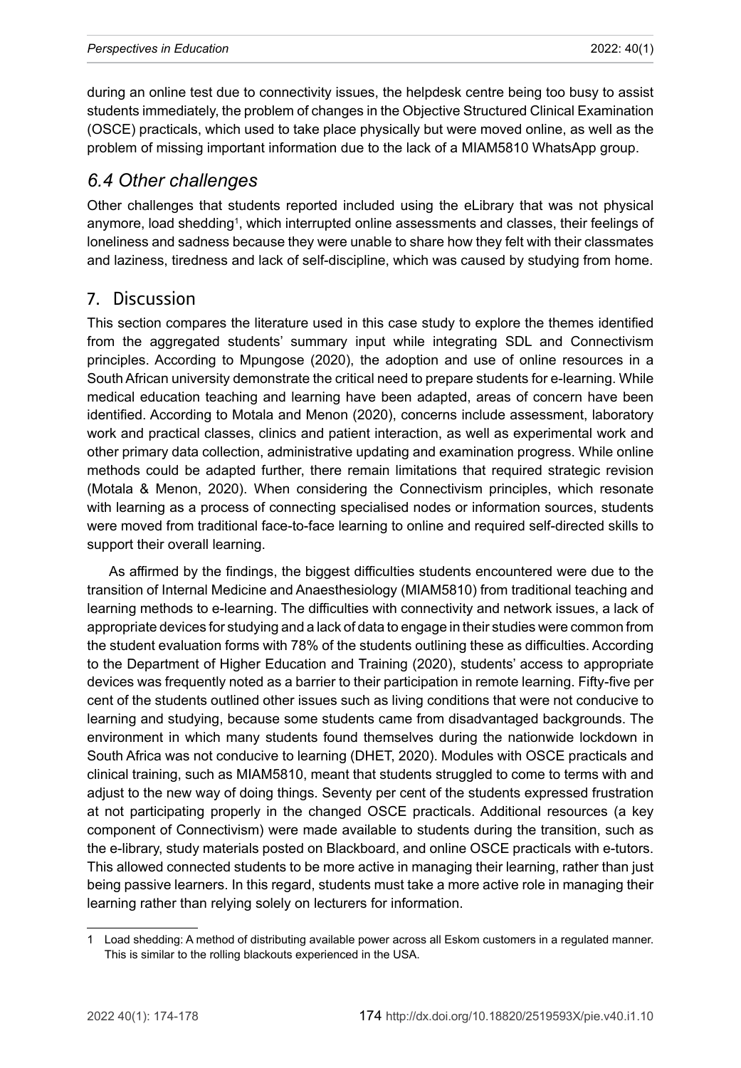during an online test due to connectivity issues, the helpdesk centre being too busy to assist students immediately, the problem of changes in the Objective Structured Clinical Examination (OSCE) practicals, which used to take place physically but were moved online, as well as the problem of missing important information due to the lack of a MIAM5810 WhatsApp group.

### *6.4 Other challenges*

Other challenges that students reported included using the eLibrary that was not physical anymore, load shedding[1], which interrupted online assessments and classes, their feelings of loneliness and sadness because they were unable to share how they felt with their classmates and laziness, tiredness and lack of self-discipline, which was caused by studying from home.

## 7. Discussion

This section compares the literature used in this case study to explore the themes identified from the aggregated students' summary input while integrating SDL and Connectivism principles. According to Mpungose (2020), the adoption and use of online resources in a South African university demonstrate the critical need to prepare students for e-learning. While medical education teaching and learning have been adapted, areas of concern have been identified. According to Motala and Menon (2020), concerns include assessment, laboratory work and practical classes, clinics and patient interaction, as well as experimental work and other primary data collection, administrative updating and examination progress. While online methods could be adapted further, there remain limitations that required strategic revision (Motala & Menon, 2020). When considering the Connectivism principles, which resonate with learning as a process of connecting specialised nodes or information sources, students were moved from traditional face-to-face learning to online and required self-directed skills to support their overall learning.

As affirmed by the findings, the biggest difficulties students encountered were due to the transition of Internal Medicine and Anaesthesiology (MIAM5810) from traditional teaching and learning methods to e-learning. The difficulties with connectivity and network issues, a lack of appropriate devices for studying and a lack of data to engage in their studies were common from the student evaluation forms with 78% of the students outlining these as difficulties. According to the Department of Higher Education and Training (2020), students' access to appropriate devices was frequently noted as a barrier to their participation in remote learning. Fifty-five per cent of the students outlined other issues such as living conditions that were not conducive to learning and studying, because some students came from disadvantaged backgrounds. The environment in which many students found themselves during the nationwide lockdown in South Africa was not conducive to learning (DHET, 2020). Modules with OSCE practicals and clinical training, such as MIAM5810, meant that students struggled to come to terms with and adjust to the new way of doing things. Seventy per cent of the students expressed frustration at not participating properly in the changed OSCE practicals. Additional resources (a key component of Connectivism) were made available to students during the transition, such as the e-library, study materials posted on Blackboard, and online OSCE practicals with e-tutors. This allowed connected students to be more active in managing their learning, rather than just being passive learners. In this regard, students must take a more active role in managing their learning rather than relying solely on lecturers for information.

---

1 Load shedding: A method of distributing available power across all Eskom customers in a regulated manner. This is similar to the rolling blackouts experienced in the USA.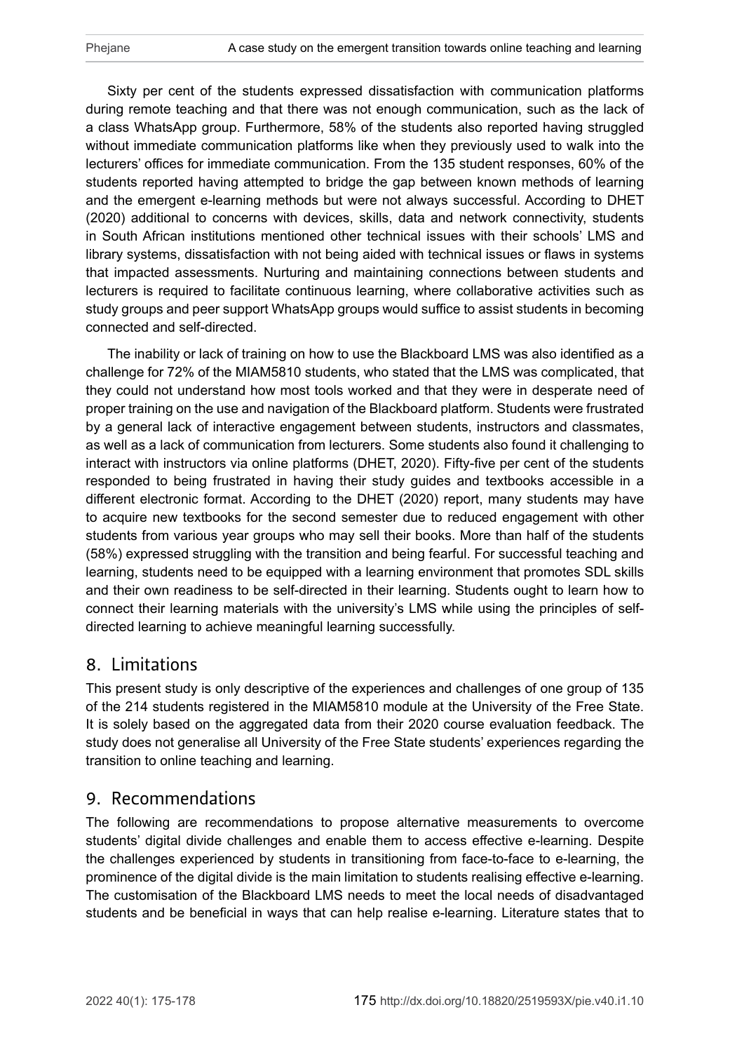Sixty per cent of the students expressed dissatisfaction with communication platforms during remote teaching and that there was not enough communication, such as the lack of a class WhatsApp group. Furthermore, 58% of the students also reported having struggled without immediate communication platforms like when they previously used to walk into the lecturers' offices for immediate communication. From the 135 student responses, 60% of the students reported having attempted to bridge the gap between known methods of learning and the emergent e-learning methods but were not always successful. According to DHET (2020) additional to concerns with devices, skills, data and network connectivity, students in South African institutions mentioned other technical issues with their schools' LMS and library systems, dissatisfaction with not being aided with technical issues or flaws in systems that impacted assessments. Nurturing and maintaining connections between students and lecturers is required to facilitate continuous learning, where collaborative activities such as study groups and peer support WhatsApp groups would suffice to assist students in becoming connected and self-directed.

The inability or lack of training on how to use the Blackboard LMS was also identified as a challenge for 72% of the MIAM5810 students, who stated that the LMS was complicated, that they could not understand how most tools worked and that they were in desperate need of proper training on the use and navigation of the Blackboard platform. Students were frustrated by a general lack of interactive engagement between students, instructors and classmates, as well as a lack of communication from lecturers. Some students also found it challenging to interact with instructors via online platforms (DHET, 2020). Fifty-five per cent of the students responded to being frustrated in having their study guides and textbooks accessible in a different electronic format. According to the DHET (2020) report, many students may have to acquire new textbooks for the second semester due to reduced engagement with other students from various year groups who may sell their books. More than half of the students (58%) expressed struggling with the transition and being fearful. For successful teaching and learning, students need to be equipped with a learning environment that promotes SDL skills and their own readiness to be self-directed in their learning. Students ought to learn how to connect their learning materials with the university's LMS while using the principles of self-directed learning to achieve meaningful learning successfully.

## 8. Limitations

This present study is only descriptive of the experiences and challenges of one group of 135 of the 214 students registered in the MIAM5810 module at the University of the Free State. It is solely based on the aggregated data from their 2020 course evaluation feedback. The study does not generalise all University of the Free State students' experiences regarding the transition to online teaching and learning.

## 9. Recommendations

The following are recommendations to propose alternative measurements to overcome students' digital divide challenges and enable them to access effective e-learning. Despite the challenges experienced by students in transitioning from face-to-face to e-learning, the prominence of the digital divide is the main limitation to students realising effective e-learning. The customisation of the Blackboard LMS needs to meet the local needs of disadvantaged students and be beneficial in ways that can help realise e-learning. Literature states that to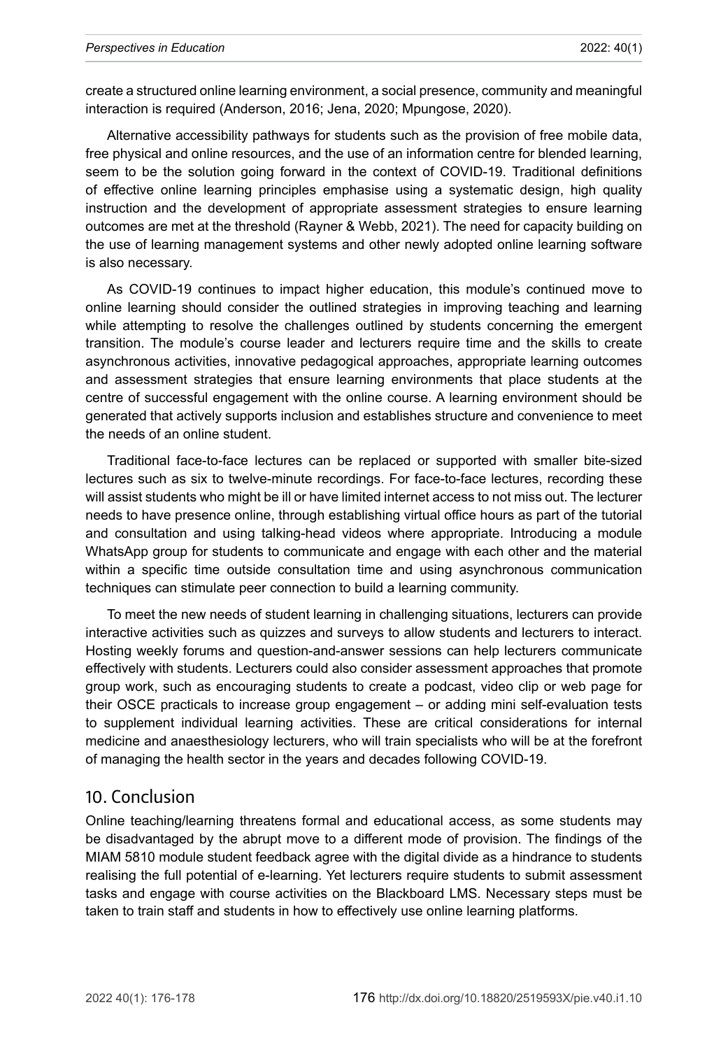create a structured online learning environment, a social presence, community and meaningful interaction is required (Anderson, 2016; Jena, 2020; Mpungose, 2020).

Alternative accessibility pathways for students such as the provision of free mobile data, free physical and online resources, and the use of an information centre for blended learning, seem to be the solution going forward in the context of COVID-19. Traditional definitions of effective online learning principles emphasise using a systematic design, high quality instruction and the development of appropriate assessment strategies to ensure learning outcomes are met at the threshold (Rayner & Webb, 2021). The need for capacity building on the use of learning management systems and other newly adopted online learning software is also necessary.

As COVID-19 continues to impact higher education, this module's continued move to online learning should consider the outlined strategies in improving teaching and learning while attempting to resolve the challenges outlined by students concerning the emergent transition. The module's course leader and lecturers require time and the skills to create asynchronous activities, innovative pedagogical approaches, appropriate learning outcomes and assessment strategies that ensure learning environments that place students at the centre of successful engagement with the online course. A learning environment should be generated that actively supports inclusion and establishes structure and convenience to meet the needs of an online student.

Traditional face-to-face lectures can be replaced or supported with smaller bite-sized lectures such as six to twelve-minute recordings. For face-to-face lectures, recording these will assist students who might be ill or have limited internet access to not miss out. The lecturer needs to have presence online, through establishing virtual office hours as part of the tutorial and consultation and using talking-head videos where appropriate. Introducing a module WhatsApp group for students to communicate and engage with each other and the material within a specific time outside consultation time and using asynchronous communication techniques can stimulate peer connection to build a learning community.

To meet the new needs of student learning in challenging situations, lecturers can provide interactive activities such as quizzes and surveys to allow students and lecturers to interact. Hosting weekly forums and question-and-answer sessions can help lecturers communicate effectively with students. Lecturers could also consider assessment approaches that promote group work, such as encouraging students to create a podcast, video clip or web page for their OSCE practicals to increase group engagement – or adding mini self-evaluation tests to supplement individual learning activities. These are critical considerations for internal medicine and anaesthesiology lecturers, who will train specialists who will be at the forefront of managing the health sector in the years and decades following COVID-19.

## 10. Conclusion

Online teaching/learning threatens formal and educational access, as some students may be disadvantaged by the abrupt move to a different mode of provision. The findings of the MIAM 5810 module student feedback agree with the digital divide as a hindrance to students realising the full potential of e-learning. Yet lecturers require students to submit assessment tasks and engage with course activities on the Blackboard LMS. Necessary steps must be taken to train staff and students in how to effectively use online learning platforms.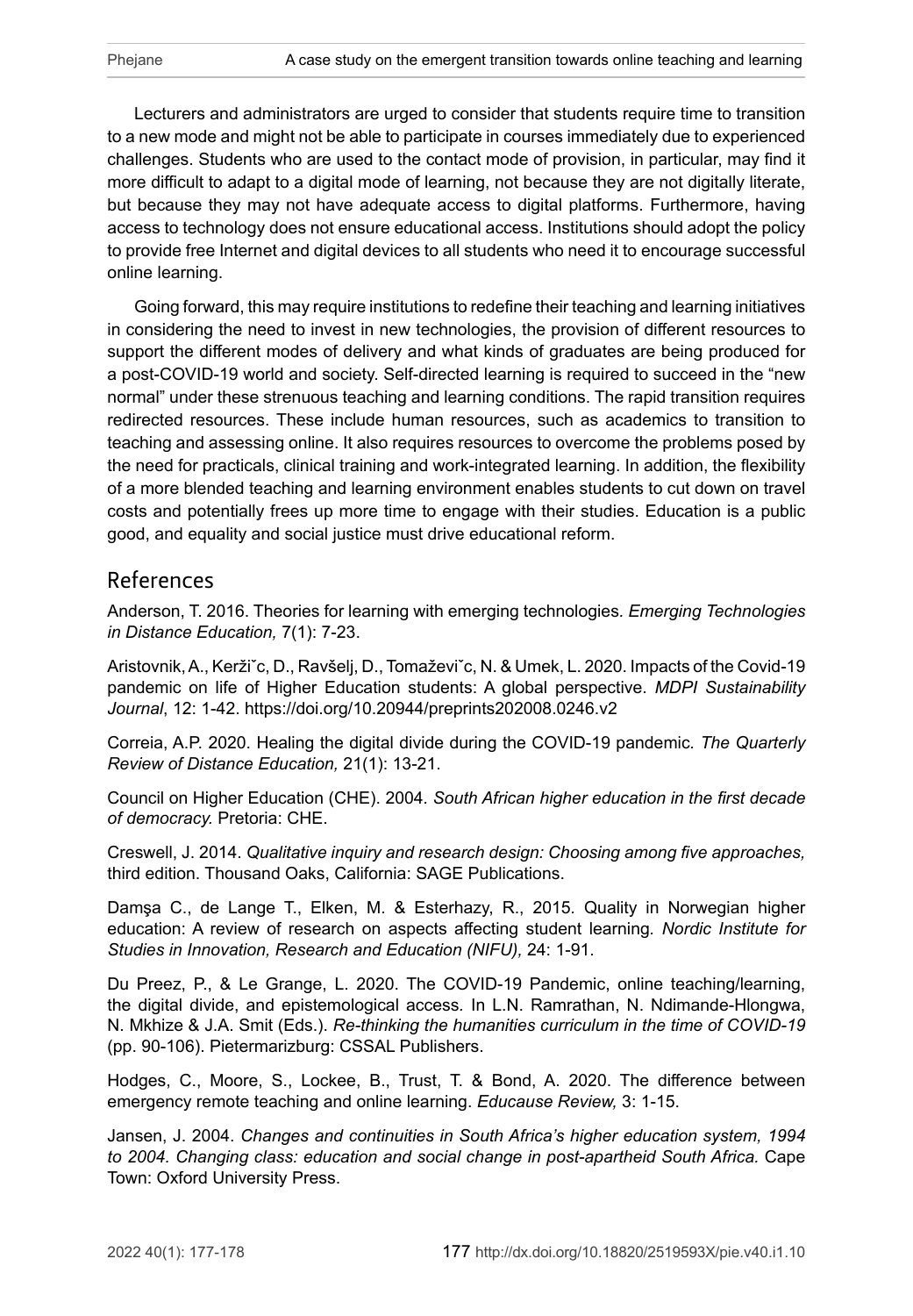Lecturers and administrators are urged to consider that students require time to transition to a new mode and might not be able to participate in courses immediately due to experienced challenges. Students who are used to the contact mode of provision, in particular, may find it more difficult to adapt to a digital mode of learning, not because they are not digitally literate, but because they may not have adequate access to digital platforms. Furthermore, having access to technology does not ensure educational access. Institutions should adopt the policy to provide free Internet and digital devices to all students who need it to encourage successful online learning.

Going forward, this may require institutions to redefine their teaching and learning initiatives in considering the need to invest in new technologies, the provision of different resources to support the different modes of delivery and what kinds of graduates are being produced for a post-COVID-19 world and society. Self-directed learning is required to succeed in the "new normal" under these strenuous teaching and learning conditions. The rapid transition requires redirected resources. These include human resources, such as academics to transition to teaching and assessing online. It also requires resources to overcome the problems posed by the need for practicals, clinical training and work-integrated learning. In addition, the flexibility of a more blended teaching and learning environment enables students to cut down on travel costs and potentially frees up more time to engage with their studies. Education is a public good, and equality and social justice must drive educational reform.

## References

Anderson, T. 2016. Theories for learning with emerging technologies. *Emerging Technologies in Distance Education,* 7(1): 7-23.

Aristovnik, A., Kerži˘c, D., Ravšelj, D., Tomaževi˘c, N. & Umek, L. 2020. Impacts of the Covid-19 pandemic on life of Higher Education students: A global perspective. *MDPI Sustainability Journal*, 12: 1-42. https://doi.org/10.20944/preprints202008.0246.v2

Correia, A.P. 2020. Healing the digital divide during the COVID-19 pandemic. *The Quarterly Review of Distance Education,* 21(1): 13-21.

Council on Higher Education (CHE). 2004. *South African higher education in the first decade of democracy.* Pretoria: CHE.

Creswell, J. 2014. *Qualitative inquiry and research design: Choosing among five approaches,* third edition. Thousand Oaks, California: SAGE Publications.

Damşa C., de Lange T., Elken, M. & Esterhazy, R., 2015. Quality in Norwegian higher education: A review of research on aspects affecting student learning. *Nordic Institute for Studies in Innovation, Research and Education (NIFU),* 24: 1-91.

Du Preez, P., & Le Grange, L. 2020. The COVID-19 Pandemic, online teaching/learning, the digital divide, and epistemological access. In L.N. Ramrathan, N. Ndimande-Hlongwa, N. Mkhize & J.A. Smit (Eds.). *Re-thinking the humanities curriculum in the time of COVID-19* (pp. 90-106). Pietermarizburg: CSSAL Publishers.

Hodges, C., Moore, S., Lockee, B., Trust, T. & Bond, A. 2020. The difference between emergency remote teaching and online learning. *Educause Review,* 3: 1-15.

Jansen, J. 2004. *Changes and continuities in South Africa's higher education system, 1994 to 2004. Changing class: education and social change in post-apartheid South Africa.* Cape Town: Oxford University Press.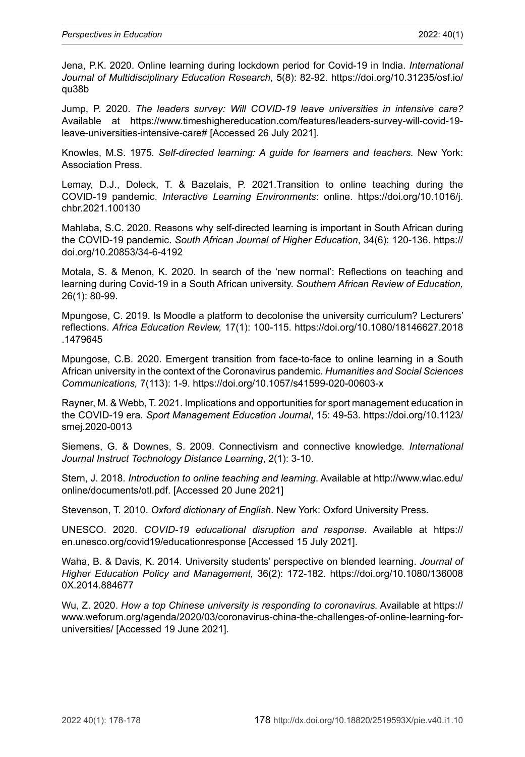Jena, P.K. 2020. Online learning during lockdown period for Covid-19 in India. *International Journal of Multidisciplinary Education Research*, 5(8): 82-92. https://doi.org/10.31235/osf.io/qu38b

Jump, P. 2020. *The leaders survey: Will COVID-19 leave universities in intensive care?* Available at https://www.timeshighereducation.com/features/leaders-survey-will-covid-19-leave-universities-intensive-care# [Accessed 26 July 2021].

Knowles, M.S. 1975. *Self-directed learning: A guide for learners and teachers*. New York: Association Press.

Lemay, D.J., Doleck, T. & Bazelais, P. 2021.Transition to online teaching during the COVID-19 pandemic. *Interactive Learning Environments*: online. https://doi.org/10.1016/j.chbr.2021.100130

Mahlaba, S.C. 2020. Reasons why self-directed learning is important in South African during the COVID-19 pandemic. *South African Journal of Higher Education*, 34(6): 120-136. https://doi.org/10.20853/34-6-4192

Motala, S. & Menon, K. 2020. In search of the 'new normal': Reflections on teaching and learning during Covid-19 in a South African university. *Southern African Review of Education,* 26(1): 80-99.

Mpungose, C. 2019. Is Moodle a platform to decolonise the university curriculum? Lecturers' reflections. *Africa Education Review,* 17(1): 100-115. https://doi.org/10.1080/18146627.2018.1479645

Mpungose, C.B. 2020. Emergent transition from face-to-face to online learning in a South African university in the context of the Coronavirus pandemic. *Humanities and Social Sciences Communications,* 7(113): 1-9. https://doi.org/10.1057/s41599-020-00603-x

Rayner, M. & Webb, T. 2021. Implications and opportunities for sport management education in the COVID-19 era. *Sport Management Education Journal*, 15: 49-53. https://doi.org/10.1123/smej.2020-0013

Siemens, G. & Downes, S. 2009. Connectivism and connective knowledge*. International Journal Instruct Technology Distance Learning*, 2(1): 3-10.

Stern, J. 2018. *Introduction to online teaching and learning*. Available at http://www.wlac.edu/online/documents/otl.pdf. [Accessed 20 June 2021]

Stevenson, T. 2010. *Oxford dictionary of English*. New York: Oxford University Press.

UNESCO. 2020. *COVID-19 educational disruption and response*. Available at https://en.unesco.org/covid19/educationresponse [Accessed 15 July 2021].

Waha, B. & Davis, K. 2014. University students' perspective on blended learning. *Journal of Higher Education Policy and Management,* 36(2): 172-182. https://doi.org/10.1080/1360080X.2014.884677

Wu, Z. 2020. *How a top Chinese university is responding to coronavirus.* Available at https://www.weforum.org/agenda/2020/03/coronavirus-china-the-challenges-of-online-learning-for-universities/ [Accessed 19 June 2021].